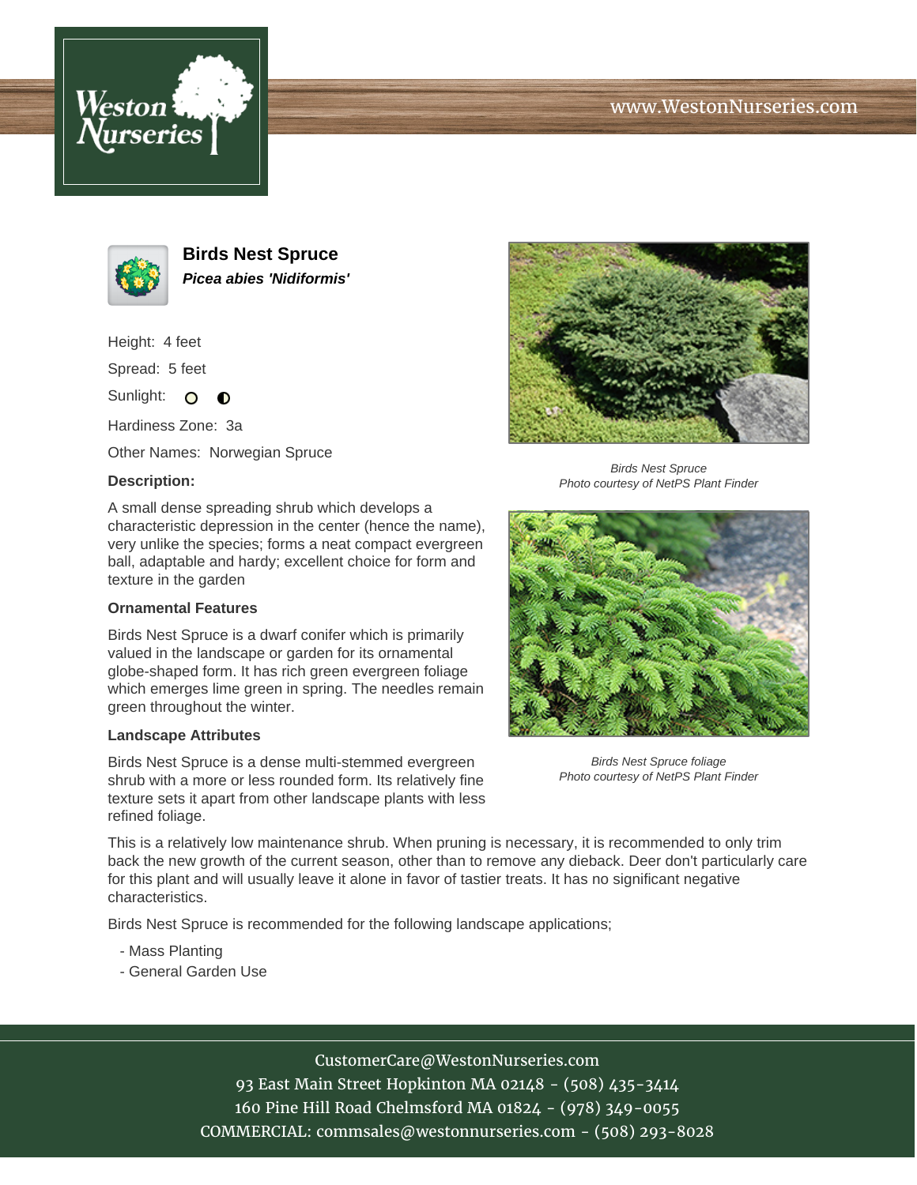# Birds Nest Spruce

***Picea abies 'Nidiformis'***

Height: 4 feet

Spread: 5 feet

Sunlight: ○ ◐

Hardiness Zone: 3a

Other Names: Norwegian Spruce

**Description:**

A small dense spreading shrub which develops a characteristic depression in the center (hence the name), very unlike the species; forms a neat compact evergreen ball, adaptable and hardy; excellent choice for form and texture in the garden

### Ornamental Features

Birds Nest Spruce is a dwarf conifer which is primarily valued in the landscape or garden for its ornamental globe-shaped form. It has rich green evergreen foliage which emerges lime green in spring. The needles remain green throughout the winter.

### Landscape Attributes

Birds Nest Spruce is a dense multi-stemmed evergreen shrub with a more or less rounded form. Its relatively fine texture sets it apart from other landscape plants with less refined foliage.

This is a relatively low maintenance shrub. When pruning is necessary, it is recommended to only trim back the new growth of the current season, other than to remove any dieback. Deer don't particularly care for this plant and will usually leave it alone in favor of tastier treats. It has no significant negative characteristics.

Birds Nest Spruce is recommended for the following landscape applications;

- Mass Planting
- General Garden Use

*Birds Nest Spruce*
*Photo courtesy of NetPS Plant Finder*

*Birds Nest Spruce foliage*
*Photo courtesy of NetPS Plant Finder*

CustomerCare@WestonNurseries.com
93 East Main Street Hopkinton MA 02148 - (508) 435-3414
160 Pine Hill Road Chelmsford MA 01824 - (978) 349-0055
COMMERCIAL: commsales@westonnurseries.com - (508) 293-8028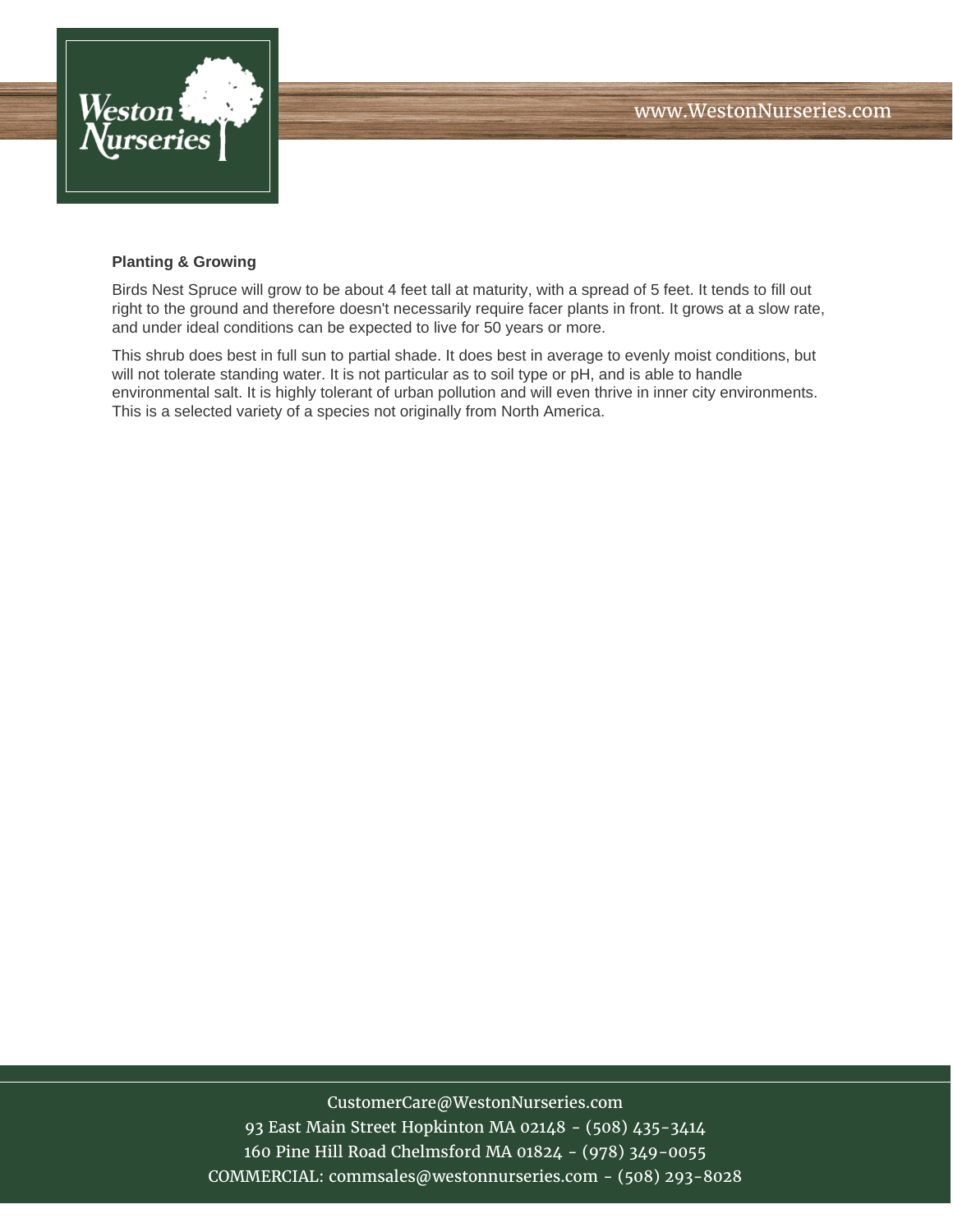### Planting & Growing

Birds Nest Spruce will grow to be about 4 feet tall at maturity, with a spread of 5 feet. It tends to fill out right to the ground and therefore doesn't necessarily require facer plants in front. It grows at a slow rate, and under ideal conditions can be expected to live for 50 years or more.

This shrub does best in full sun to partial shade. It does best in average to evenly moist conditions, but will not tolerate standing water. It is not particular as to soil type or pH, and is able to handle environmental salt. It is highly tolerant of urban pollution and will even thrive in inner city environments. This is a selected variety of a species not originally from North America.